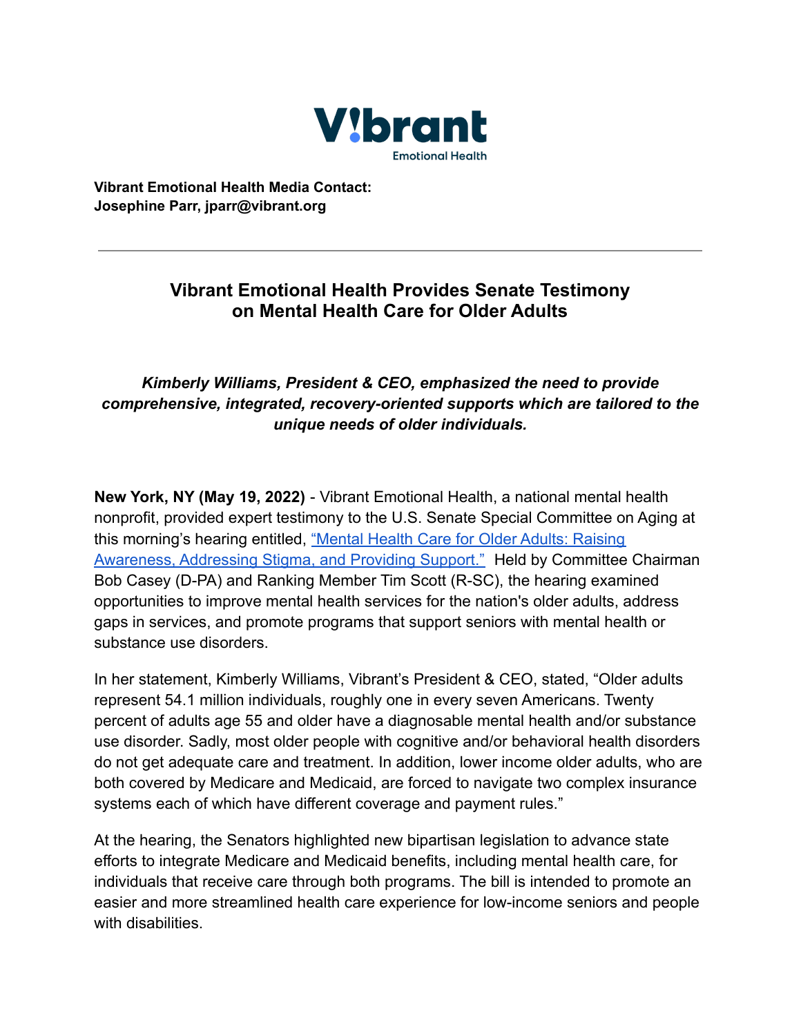**Vibrant Emotional Health Media Contact:**
**Josephine Parr, jparr@vibrant.org**

---

# Vibrant Emotional Health Provides Senate Testimony on Mental Health Care for Older Adults

***Kimberly Williams, President & CEO, emphasized the need to provide comprehensive, integrated, recovery-oriented supports which are tailored to the unique needs of older individuals.***

**New York, NY (May 19, 2022)** - Vibrant Emotional Health, a national mental health nonprofit, provided expert testimony to the U.S. Senate Special Committee on Aging at this morning's hearing entitled, "Mental Health Care for Older Adults: Raising Awareness, Addressing Stigma, and Providing Support." Held by Committee Chairman Bob Casey (D-PA) and Ranking Member Tim Scott (R-SC), the hearing examined opportunities to improve mental health services for the nation's older adults, address gaps in services, and promote programs that support seniors with mental health or substance use disorders.

In her statement, Kimberly Williams, Vibrant's President & CEO, stated, "Older adults represent 54.1 million individuals, roughly one in every seven Americans. Twenty percent of adults age 55 and older have a diagnosable mental health and/or substance use disorder. Sadly, most older people with cognitive and/or behavioral health disorders do not get adequate care and treatment. In addition, lower income older adults, who are both covered by Medicare and Medicaid, are forced to navigate two complex insurance systems each of which have different coverage and payment rules."

At the hearing, the Senators highlighted new bipartisan legislation to advance state efforts to integrate Medicare and Medicaid benefits, including mental health care, for individuals that receive care through both programs. The bill is intended to promote an easier and more streamlined health care experience for low-income seniors and people with disabilities.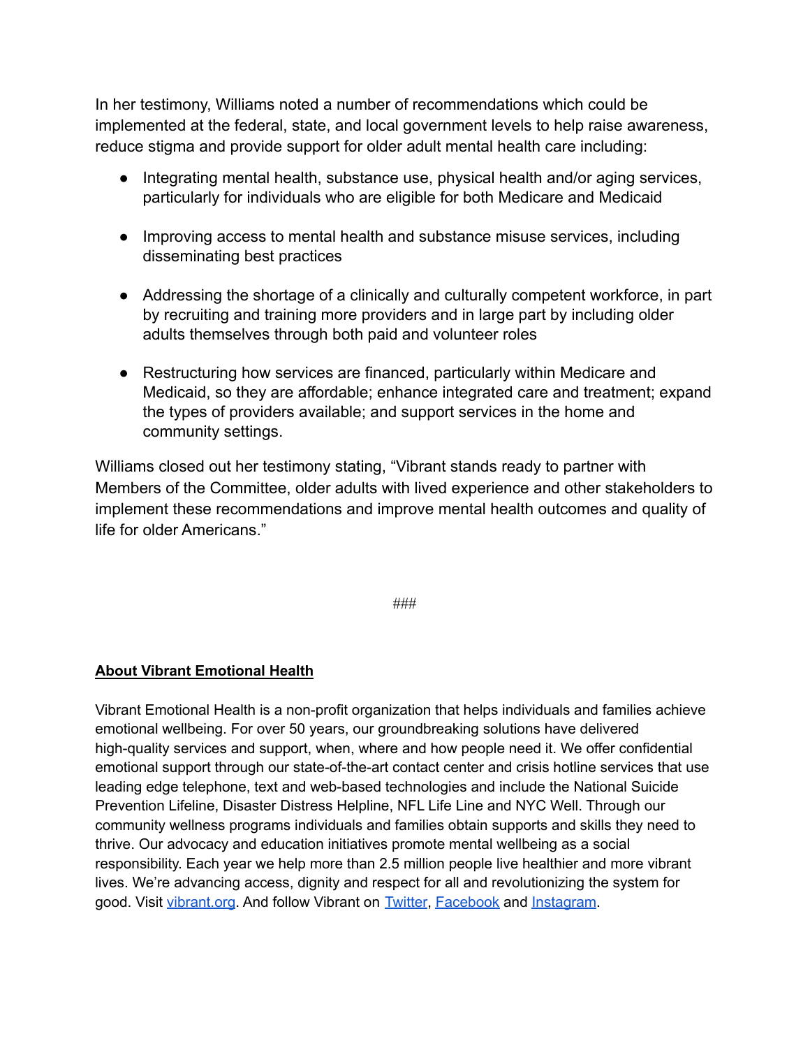In her testimony, Williams noted a number of recommendations which could be implemented at the federal, state, and local government levels to help raise awareness, reduce stigma and provide support for older adult mental health care including:

- Integrating mental health, substance use, physical health and/or aging services, particularly for individuals who are eligible for both Medicare and Medicaid
- Improving access to mental health and substance misuse services, including disseminating best practices
- Addressing the shortage of a clinically and culturally competent workforce, in part by recruiting and training more providers and in large part by including older adults themselves through both paid and volunteer roles
- Restructuring how services are financed, particularly within Medicare and Medicaid, so they are affordable; enhance integrated care and treatment; expand the types of providers available; and support services in the home and community settings.

Williams closed out her testimony stating, "Vibrant stands ready to partner with Members of the Committee, older adults with lived experience and other stakeholders to implement these recommendations and improve mental health outcomes and quality of life for older Americans."

###

**About Vibrant Emotional Health**

Vibrant Emotional Health is a non-profit organization that helps individuals and families achieve emotional wellbeing. For over 50 years, our groundbreaking solutions have delivered high-quality services and support, when, where and how people need it. We offer confidential emotional support through our state-of-the-art contact center and crisis hotline services that use leading edge telephone, text and web-based technologies and include the National Suicide Prevention Lifeline, Disaster Distress Helpline, NFL Life Line and NYC Well. Through our community wellness programs individuals and families obtain supports and skills they need to thrive. Our advocacy and education initiatives promote mental wellbeing as a social responsibility. Each year we help more than 2.5 million people live healthier and more vibrant lives. We're advancing access, dignity and respect for all and revolutionizing the system for good. Visit vibrant.org. And follow Vibrant on Twitter, Facebook and Instagram.